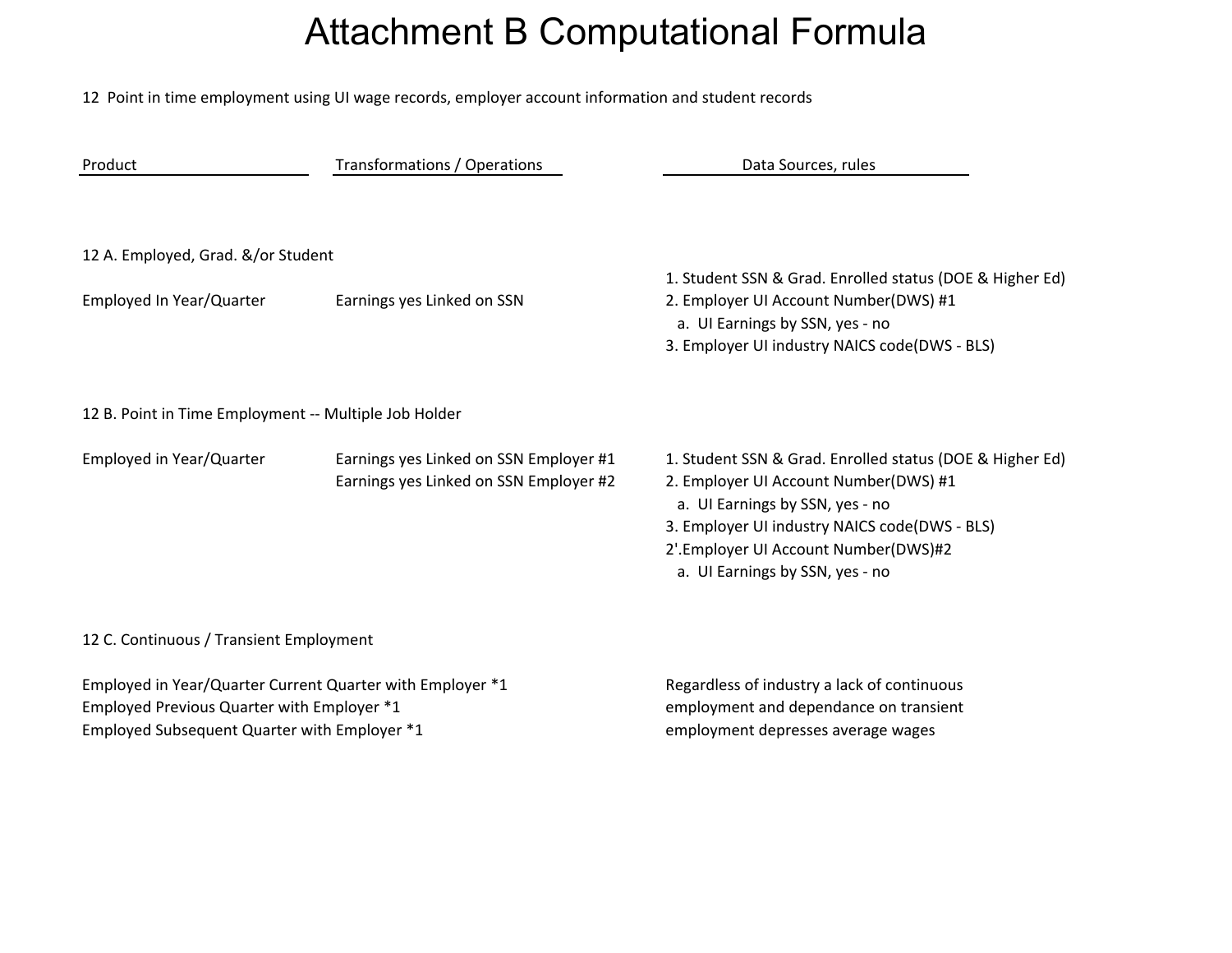# Attachment B Computational Formula

12 Point in time employment using UI wage records, employer account information and student records

| Product | Transformations / Operations | Data Sources, rules |
|---|---|---|
| **12 A. Employed, Grad. &/or Student** | | |
| Employed In Year/Quarter | Earnings yes Linked on SSN | 1. Student SSN & Grad. Enrolled status (DOE & Higher Ed)<br>2. Employer UI Account Number(DWS) #1<br>a. UI Earnings by SSN, yes - no<br>3. Employer UI industry NAICS code(DWS - BLS) |
| **12 B. Point in Time Employment -- Multiple Job Holder** | | |
| Employed in Year/Quarter | Earnings yes Linked on SSN Employer #1<br>Earnings yes Linked on SSN Employer #2 | 1. Student SSN & Grad. Enrolled status (DOE & Higher Ed)<br>2. Employer UI Account Number(DWS) #1<br>a. UI Earnings by SSN, yes - no<br>3. Employer UI industry NAICS code(DWS - BLS)<br>2'.Employer UI Account Number(DWS)#2<br>a. UI Earnings by SSN, yes - no |
| **12 C. Continuous / Transient Employment** | | |
| Employed in Year/Quarter Current Quarter with Employer *1<br>Employed Previous Quarter with Employer *1<br>Employed Subsequent Quarter with Employer *1 | | Regardless of industry a lack of continuous employment and dependance on transient employment depresses average wages |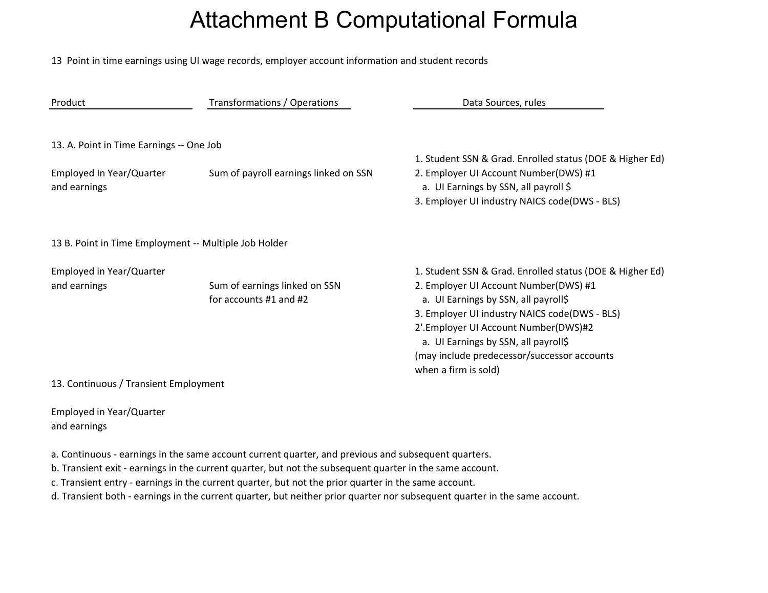# Attachment B Computational Formula

13 Point in time earnings using UI wage records, employer account information and student records

| Product | Transformations / Operations | Data Sources, rules |
| --- | --- | --- |
| **13. A. Point in Time Earnings -- One Job** | | |
| Employed In Year/Quarter and earnings | Sum of payroll earnings linked on SSN | 1. Student SSN & Grad. Enrolled status (DOE & Higher Ed)<br>2. Employer UI Account Number(DWS) #1<br>a. UI Earnings by SSN, all payroll $<br>3. Employer UI industry NAICS code(DWS - BLS) |
| **13 B. Point in Time Employment -- Multiple Job Holder** | | |
| Employed in Year/Quarter and earnings | Sum of earnings linked on SSN for accounts #1 and #2 | 1. Student SSN & Grad. Enrolled status (DOE & Higher Ed)<br>2. Employer UI Account Number(DWS) #1<br>a. UI Earnings by SSN, all payroll$<br>3. Employer UI industry NAICS code(DWS - BLS)<br>2'.Employer UI Account Number(DWS)#2<br>a. UI Earnings by SSN, all payroll$<br>(may include predecessor/successor accounts when a firm is sold) |
| **13. Continuous / Transient Employment** | | |
| Employed in Year/Quarter and earnings | | |

a. Continuous - earnings in the same account current quarter, and previous and subsequent quarters.
b. Transient exit - earnings in the current quarter, but not the subsequent quarter in the same account.
c. Transient entry - earnings in the current quarter, but not the prior quarter in the same account.
d. Transient both - earnings in the current quarter, but neither prior quarter nor subsequent quarter in the same account.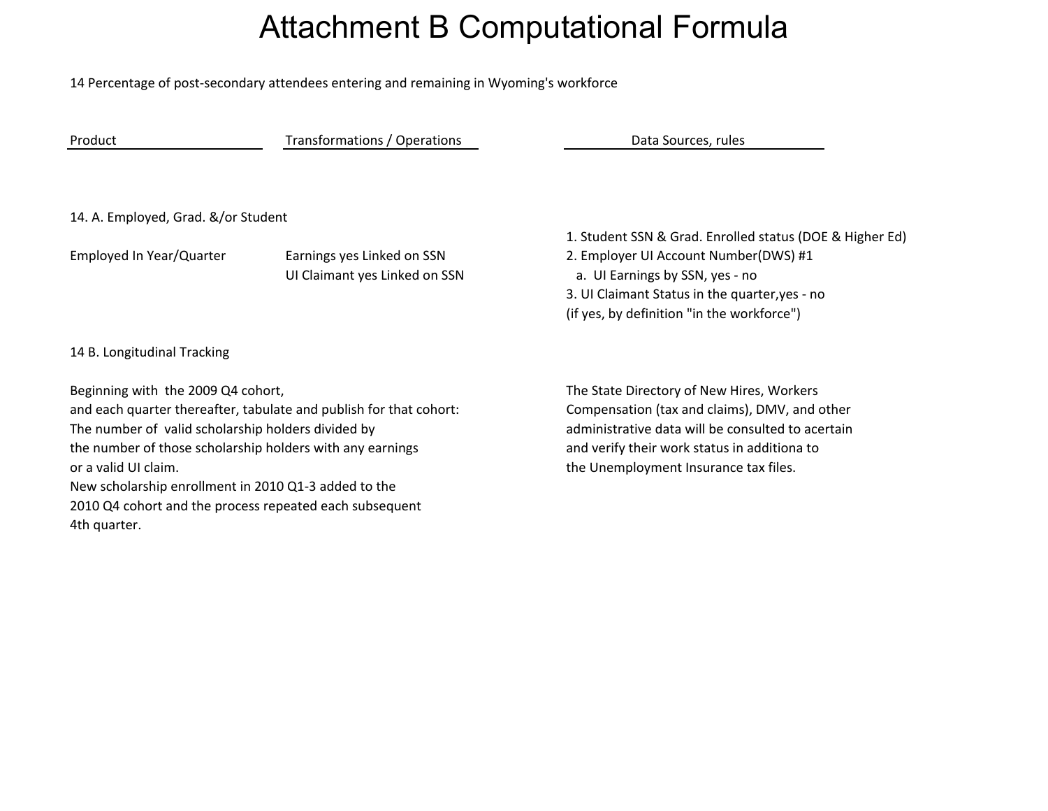# Attachment B Computational Formula

14 Percentage of post-secondary attendees entering and remaining in Wyoming's workforce

| Product | Transformations / Operations | Data Sources, rules |
| --- | --- | --- |
| 14. A. Employed, Grad. &/or Student | | |
| | | 1. Student SSN & Grad. Enrolled status (DOE & Higher Ed) |
| Employed In Year/Quarter | Earnings yes Linked on SSN | 2. Employer UI Account Number(DWS) #1 |
| | UI Claimant yes Linked on SSN | a. UI Earnings by SSN, yes - no |
| | | 3. UI Claimant Status in the quarter,yes - no |
| | | (if yes, by definition "in the workforce") |

14 B. Longitudinal Tracking

Beginning with the 2009 Q4 cohort,
and each quarter thereafter, tabulate and publish for that cohort:
The number of valid scholarship holders divided by
the number of those scholarship holders with any earnings
or a valid UI claim.
New scholarship enrollment in 2010 Q1-3 added to the
2010 Q4 cohort and the process repeated each subsequent
4th quarter.

The State Directory of New Hires, Workers
Compensation (tax and claims), DMV, and other
administrative data will be consulted to acertain
and verify their work status in additiona to
the Unemployment Insurance tax files.